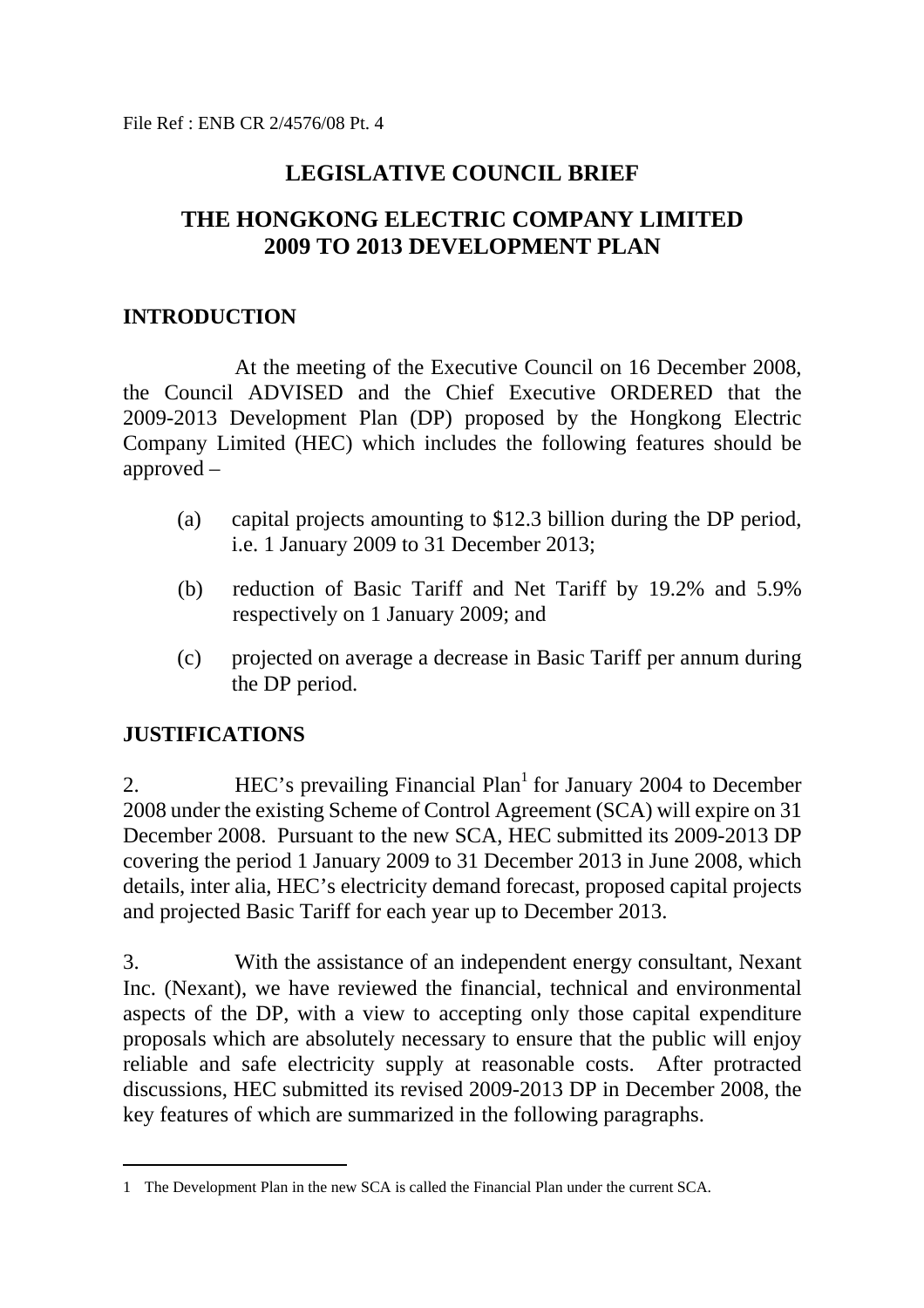File Ref : ENB CR 2/4576/08 Pt. 4

# LEGISLATIVE COUNCIL BRIEF

# THE HONGKONG ELECTRIC COMPANY LIMITED 2009 TO 2013 DEVELOPMENT PLAN

## INTRODUCTION

At the meeting of the Executive Council on 16 December 2008, the Council ADVISED and the Chief Executive ORDERED that the 2009-2013 Development Plan (DP) proposed by the Hongkong Electric Company Limited (HEC) which includes the following features should be approved –

(a) capital projects amounting to $12.3 billion during the DP period, i.e. 1 January 2009 to 31 December 2013;

(b) reduction of Basic Tariff and Net Tariff by 19.2% and 5.9% respectively on 1 January 2009; and

(c) projected on average a decrease in Basic Tariff per annum during the DP period.

## JUSTIFICATIONS

2. HEC's prevailing Financial Plan[1] for January 2004 to December 2008 under the existing Scheme of Control Agreement (SCA) will expire on 31 December 2008. Pursuant to the new SCA, HEC submitted its 2009-2013 DP covering the period 1 January 2009 to 31 December 2013 in June 2008, which details, inter alia, HEC's electricity demand forecast, proposed capital projects and projected Basic Tariff for each year up to December 2013.

3. With the assistance of an independent energy consultant, Nexant Inc. (Nexant), we have reviewed the financial, technical and environmental aspects of the DP, with a view to accepting only those capital expenditure proposals which are absolutely necessary to ensure that the public will enjoy reliable and safe electricity supply at reasonable costs. After protracted discussions, HEC submitted its revised 2009-2013 DP in December 2008, the key features of which are summarized in the following paragraphs.

---

1 The Development Plan in the new SCA is called the Financial Plan under the current SCA.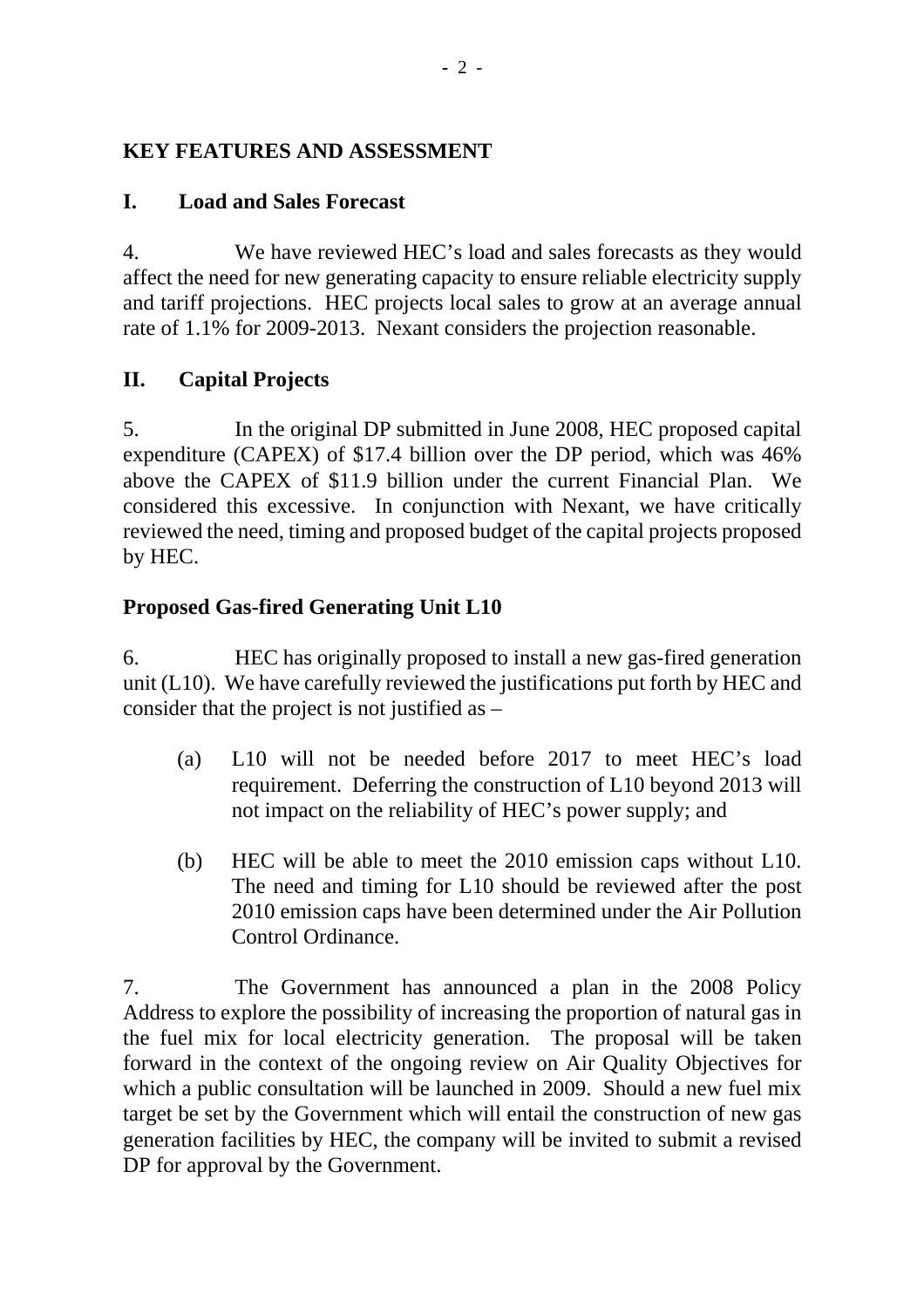## KEY FEATURES AND ASSESSMENT

### I. Load and Sales Forecast

4. We have reviewed HEC's load and sales forecasts as they would affect the need for new generating capacity to ensure reliable electricity supply and tariff projections. HEC projects local sales to grow at an average annual rate of 1.1% for 2009-2013. Nexant considers the projection reasonable.

### II. Capital Projects

5. In the original DP submitted in June 2008, HEC proposed capital expenditure (CAPEX) of $17.4 billion over the DP period, which was 46% above the CAPEX of $11.9 billion under the current Financial Plan. We considered this excessive. In conjunction with Nexant, we have critically reviewed the need, timing and proposed budget of the capital projects proposed by HEC.

**Proposed Gas-fired Generating Unit L10**

6. HEC has originally proposed to install a new gas-fired generation unit (L10). We have carefully reviewed the justifications put forth by HEC and consider that the project is not justified as –

(a) L10 will not be needed before 2017 to meet HEC's load requirement. Deferring the construction of L10 beyond 2013 will not impact on the reliability of HEC's power supply; and

(b) HEC will be able to meet the 2010 emission caps without L10. The need and timing for L10 should be reviewed after the post 2010 emission caps have been determined under the Air Pollution Control Ordinance.

7. The Government has announced a plan in the 2008 Policy Address to explore the possibility of increasing the proportion of natural gas in the fuel mix for local electricity generation. The proposal will be taken forward in the context of the ongoing review on Air Quality Objectives for which a public consultation will be launched in 2009. Should a new fuel mix target be set by the Government which will entail the construction of new gas generation facilities by HEC, the company will be invited to submit a revised DP for approval by the Government.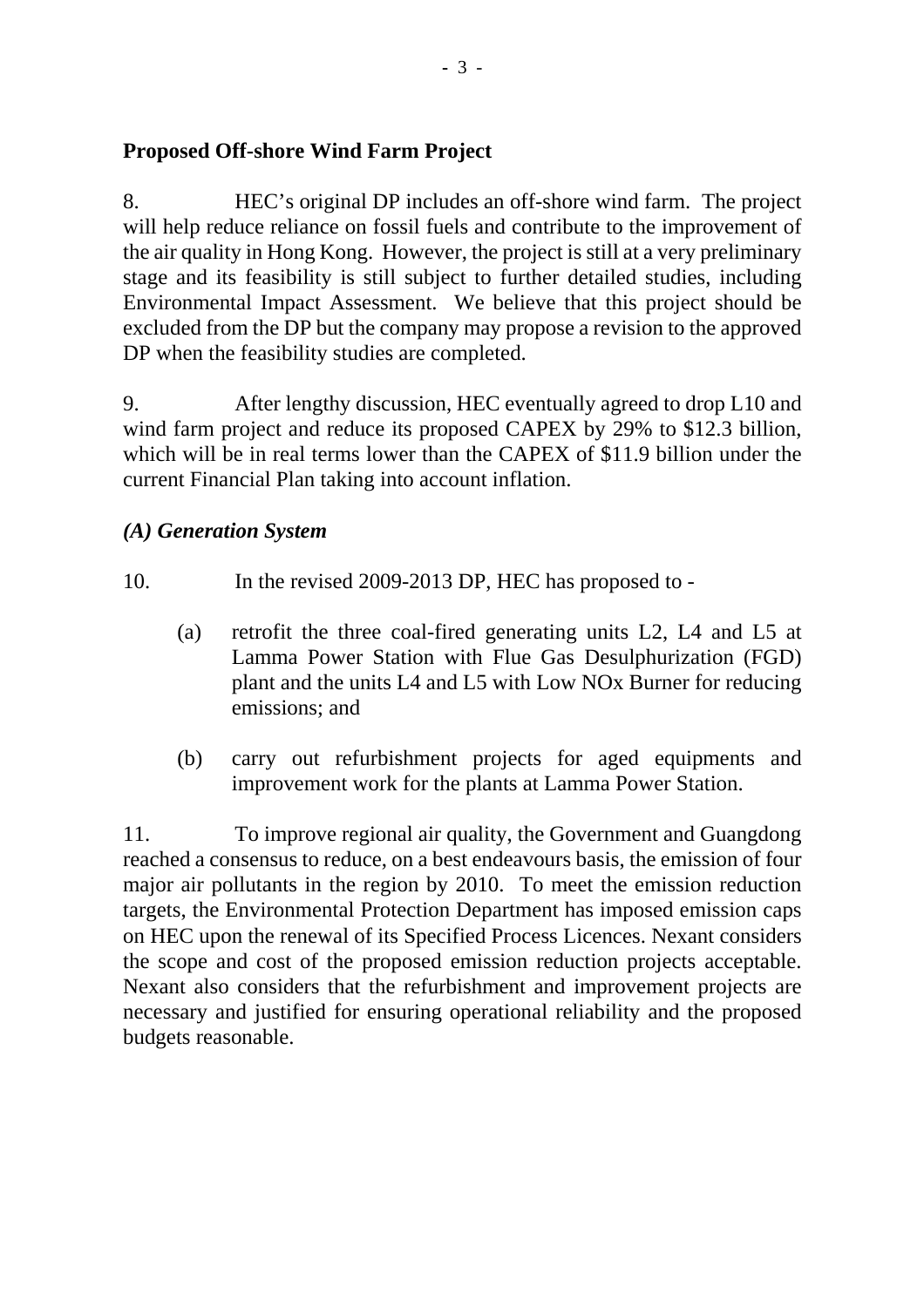**Proposed Off-shore Wind Farm Project**

8. HEC's original DP includes an off-shore wind farm. The project will help reduce reliance on fossil fuels and contribute to the improvement of the air quality in Hong Kong. However, the project is still at a very preliminary stage and its feasibility is still subject to further detailed studies, including Environmental Impact Assessment. We believe that this project should be excluded from the DP but the company may propose a revision to the approved DP when the feasibility studies are completed.

9. After lengthy discussion, HEC eventually agreed to drop L10 and wind farm project and reduce its proposed CAPEX by 29% to $12.3 billion, which will be in real terms lower than the CAPEX of $11.9 billion under the current Financial Plan taking into account inflation.

***(A) Generation System***

10. In the revised 2009-2013 DP, HEC has proposed to -

(a) retrofit the three coal-fired generating units L2, L4 and L5 at Lamma Power Station with Flue Gas Desulphurization (FGD) plant and the units L4 and L5 with Low NOx Burner for reducing emissions; and

(b) carry out refurbishment projects for aged equipments and improvement work for the plants at Lamma Power Station.

11. To improve regional air quality, the Government and Guangdong reached a consensus to reduce, on a best endeavours basis, the emission of four major air pollutants in the region by 2010. To meet the emission reduction targets, the Environmental Protection Department has imposed emission caps on HEC upon the renewal of its Specified Process Licences. Nexant considers the scope and cost of the proposed emission reduction projects acceptable. Nexant also considers that the refurbishment and improvement projects are necessary and justified for ensuring operational reliability and the proposed budgets reasonable.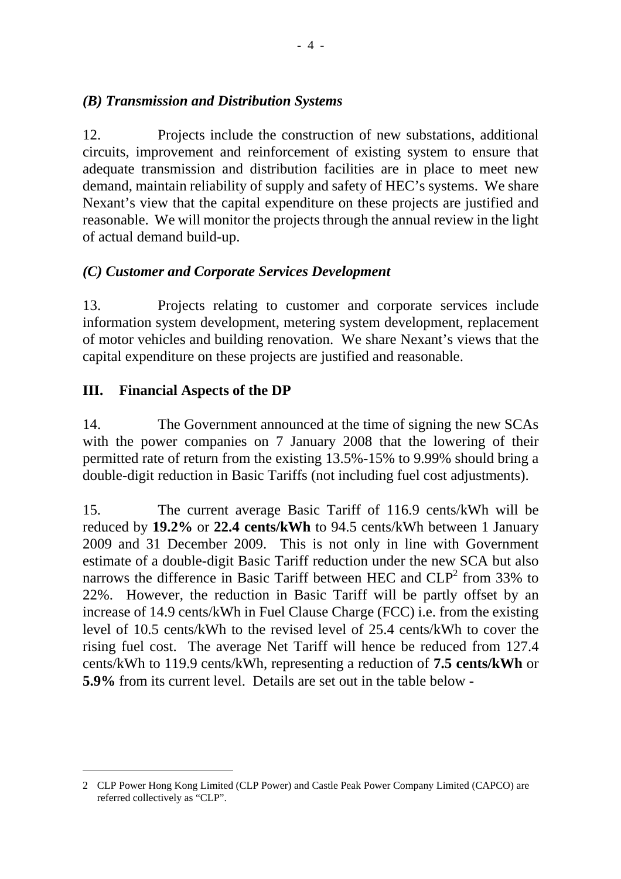### *(B) Transmission and Distribution Systems*

12. Projects include the construction of new substations, additional circuits, improvement and reinforcement of existing system to ensure that adequate transmission and distribution facilities are in place to meet new demand, maintain reliability of supply and safety of HEC's systems. We share Nexant's view that the capital expenditure on these projects are justified and reasonable. We will monitor the projects through the annual review in the light of actual demand build-up.

### *(C) Customer and Corporate Services Development*

13. Projects relating to customer and corporate services include information system development, metering system development, replacement of motor vehicles and building renovation. We share Nexant's views that the capital expenditure on these projects are justified and reasonable.

## III. Financial Aspects of the DP

14. The Government announced at the time of signing the new SCAs with the power companies on 7 January 2008 that the lowering of their permitted rate of return from the existing 13.5%-15% to 9.99% should bring a double-digit reduction in Basic Tariffs (not including fuel cost adjustments).

15. The current average Basic Tariff of 116.9 cents/kWh will be reduced by **19.2%** or **22.4 cents/kWh** to 94.5 cents/kWh between 1 January 2009 and 31 December 2009. This is not only in line with Government estimate of a double-digit Basic Tariff reduction under the new SCA but also narrows the difference in Basic Tariff between HEC and CLP[2] from 33% to 22%. However, the reduction in Basic Tariff will be partly offset by an increase of 14.9 cents/kWh in Fuel Clause Charge (FCC) i.e. from the existing level of 10.5 cents/kWh to the revised level of 25.4 cents/kWh to cover the rising fuel cost. The average Net Tariff will hence be reduced from 127.4 cents/kWh to 119.9 cents/kWh, representing a reduction of **7.5 cents/kWh** or **5.9%** from its current level. Details are set out in the table below -

---

2 CLP Power Hong Kong Limited (CLP Power) and Castle Peak Power Company Limited (CAPCO) are referred collectively as "CLP".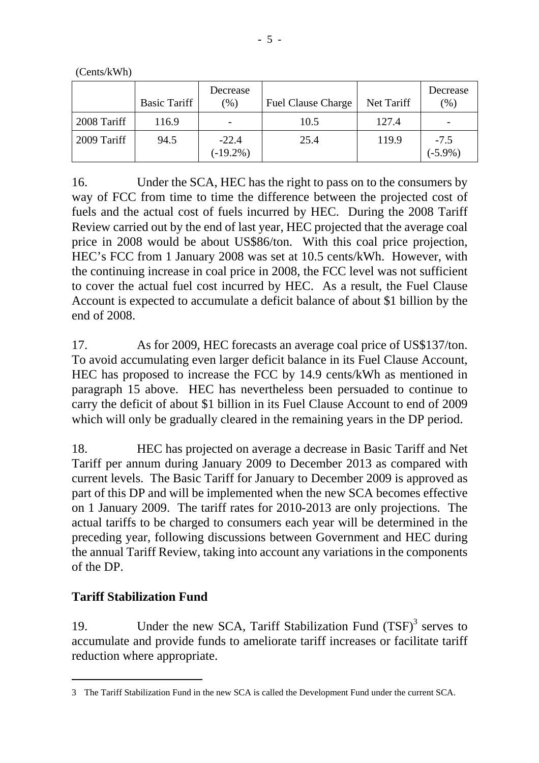(Cents/kWh)

| | Basic Tariff | Decrease (%) | Fuel Clause Charge | Net Tariff | Decrease (%) |
|---|---|---|---|---|---|
| 2008 Tariff | 116.9 | - | 10.5 | 127.4 | - |
| 2009 Tariff | 94.5 | -22.4 (-19.2%) | 25.4 | 119.9 | -7.5 (-5.9%) |

16. Under the SCA, HEC has the right to pass on to the consumers by way of FCC from time to time the difference between the projected cost of fuels and the actual cost of fuels incurred by HEC. During the 2008 Tariff Review carried out by the end of last year, HEC projected that the average coal price in 2008 would be about US$86/ton. With this coal price projection, HEC's FCC from 1 January 2008 was set at 10.5 cents/kWh. However, with the continuing increase in coal price in 2008, the FCC level was not sufficient to cover the actual fuel cost incurred by HEC. As a result, the Fuel Clause Account is expected to accumulate a deficit balance of about $1 billion by the end of 2008.

17. As for 2009, HEC forecasts an average coal price of US$137/ton. To avoid accumulating even larger deficit balance in its Fuel Clause Account, HEC has proposed to increase the FCC by 14.9 cents/kWh as mentioned in paragraph 15 above. HEC has nevertheless been persuaded to continue to carry the deficit of about $1 billion in its Fuel Clause Account to end of 2009 which will only be gradually cleared in the remaining years in the DP period.

18. HEC has projected on average a decrease in Basic Tariff and Net Tariff per annum during January 2009 to December 2013 as compared with current levels. The Basic Tariff for January to December 2009 is approved as part of this DP and will be implemented when the new SCA becomes effective on 1 January 2009. The tariff rates for 2010-2013 are only projections. The actual tariffs to be charged to consumers each year will be determined in the preceding year, following discussions between Government and HEC during the annual Tariff Review, taking into account any variations in the components of the DP.

**Tariff Stabilization Fund**

19. Under the new SCA, Tariff Stabilization Fund (TSF)[3] serves to accumulate and provide funds to ameliorate tariff increases or facilitate tariff reduction where appropriate.

3 The Tariff Stabilization Fund in the new SCA is called the Development Fund under the current SCA.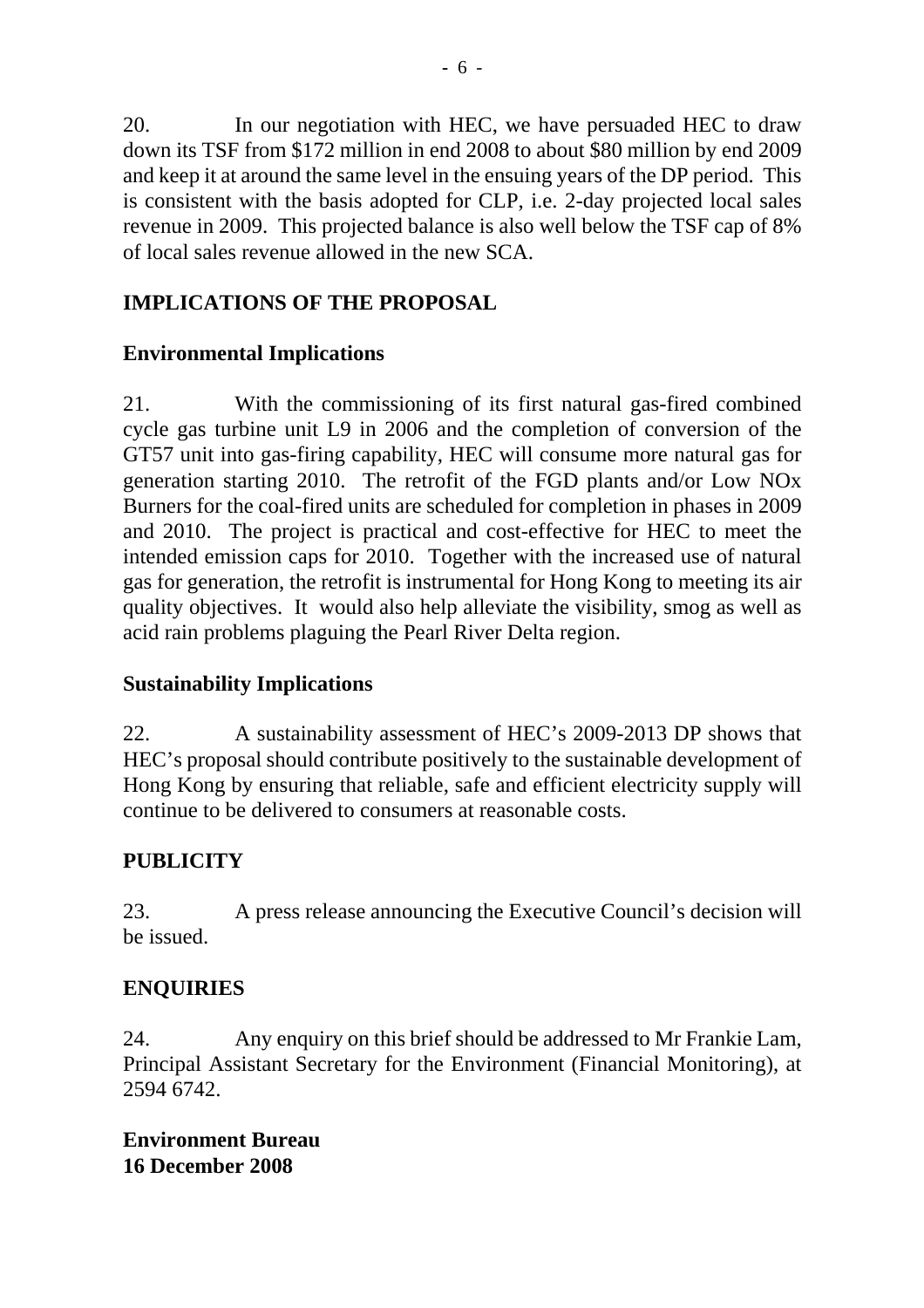20. In our negotiation with HEC, we have persuaded HEC to draw down its TSF from $172 million in end 2008 to about $80 million by end 2009 and keep it at around the same level in the ensuing years of the DP period. This is consistent with the basis adopted for CLP, i.e. 2-day projected local sales revenue in 2009. This projected balance is also well below the TSF cap of 8% of local sales revenue allowed in the new SCA.

## IMPLICATIONS OF THE PROPOSAL

### Environmental Implications

21. With the commissioning of its first natural gas-fired combined cycle gas turbine unit L9 in 2006 and the completion of conversion of the GT57 unit into gas-firing capability, HEC will consume more natural gas for generation starting 2010. The retrofit of the FGD plants and/or Low NOx Burners for the coal-fired units are scheduled for completion in phases in 2009 and 2010. The project is practical and cost-effective for HEC to meet the intended emission caps for 2010. Together with the increased use of natural gas for generation, the retrofit is instrumental for Hong Kong to meeting its air quality objectives. It would also help alleviate the visibility, smog as well as acid rain problems plaguing the Pearl River Delta region.

### Sustainability Implications

22. A sustainability assessment of HEC's 2009-2013 DP shows that HEC's proposal should contribute positively to the sustainable development of Hong Kong by ensuring that reliable, safe and efficient electricity supply will continue to be delivered to consumers at reasonable costs.

## PUBLICITY

23. A press release announcing the Executive Council's decision will be issued.

## ENQUIRIES

24. Any enquiry on this brief should be addressed to Mr Frankie Lam, Principal Assistant Secretary for the Environment (Financial Monitoring), at 2594 6742.

**Environment Bureau**
**16 December 2008**